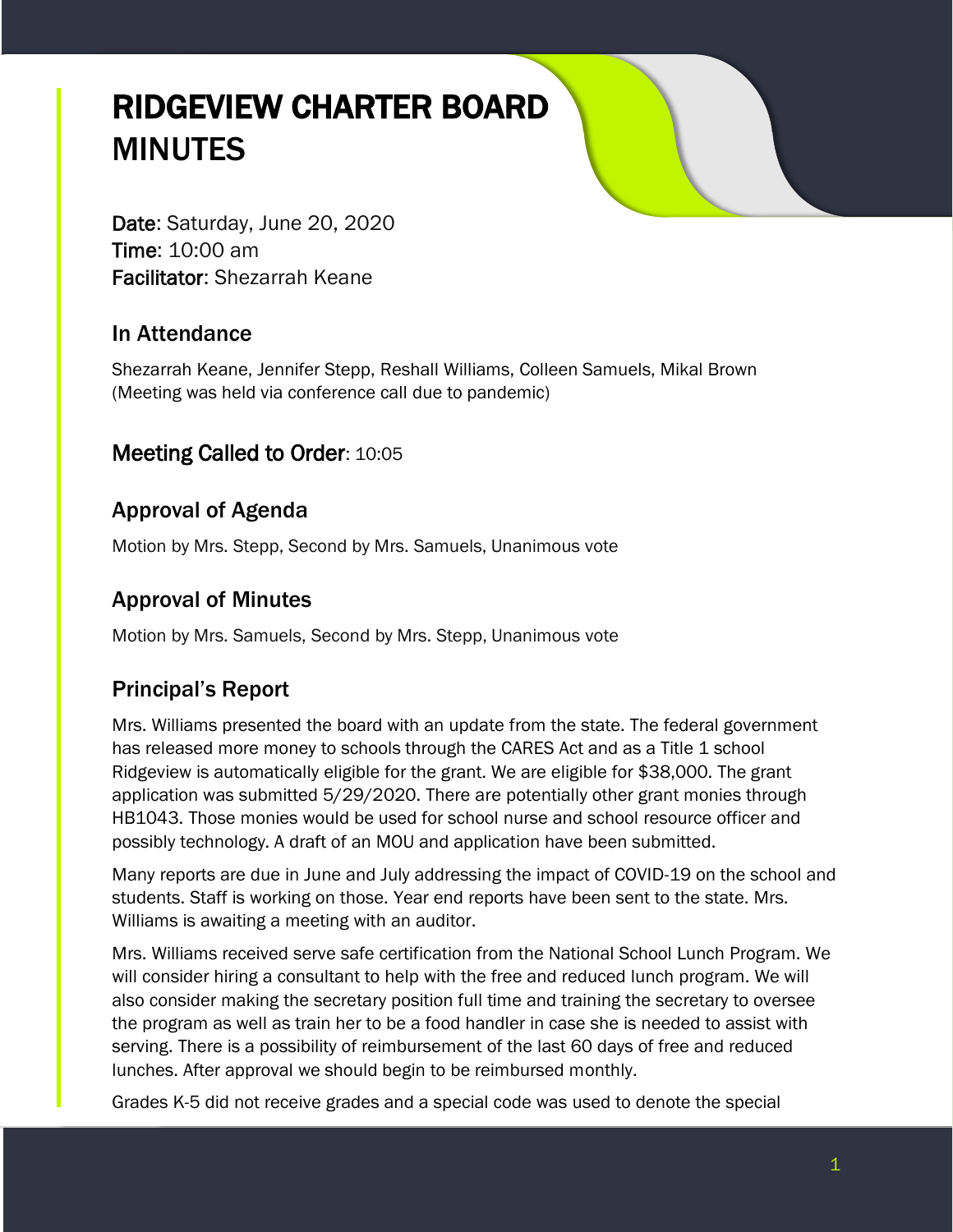# RIDGEVIEW CHARTER BOARD MINUTES

**Date**: Saturday, June 20, 2020
**Time**: 10:00 am
**Facilitator**: Shezarrah Keane

## In Attendance

Shezarrah Keane, Jennifer Stepp, Reshall Williams, Colleen Samuels, Mikal Brown
(Meeting was held via conference call due to pandemic)

## Meeting Called to Order: 10:05

## Approval of Agenda

Motion by Mrs. Stepp, Second by Mrs. Samuels, Unanimous vote

## Approval of Minutes

Motion by Mrs. Samuels, Second by Mrs. Stepp, Unanimous vote

## Principal's Report

Mrs. Williams presented the board with an update from the state. The federal government has released more money to schools through the CARES Act and as a Title 1 school Ridgeview is automatically eligible for the grant. We are eligible for $38,000. The grant application was submitted 5/29/2020. There are potentially other grant monies through HB1043. Those monies would be used for school nurse and school resource officer and possibly technology. A draft of an MOU and application have been submitted.

Many reports are due in June and July addressing the impact of COVID-19 on the school and students. Staff is working on those. Year end reports have been sent to the state. Mrs. Williams is awaiting a meeting with an auditor.

Mrs. Williams received serve safe certification from the National School Lunch Program. We will consider hiring a consultant to help with the free and reduced lunch program. We will also consider making the secretary position full time and training the secretary to oversee the program as well as train her to be a food handler in case she is needed to assist with serving. There is a possibility of reimbursement of the last 60 days of free and reduced lunches. After approval we should begin to be reimbursed monthly.

Grades K-5 did not receive grades and a special code was used to denote the special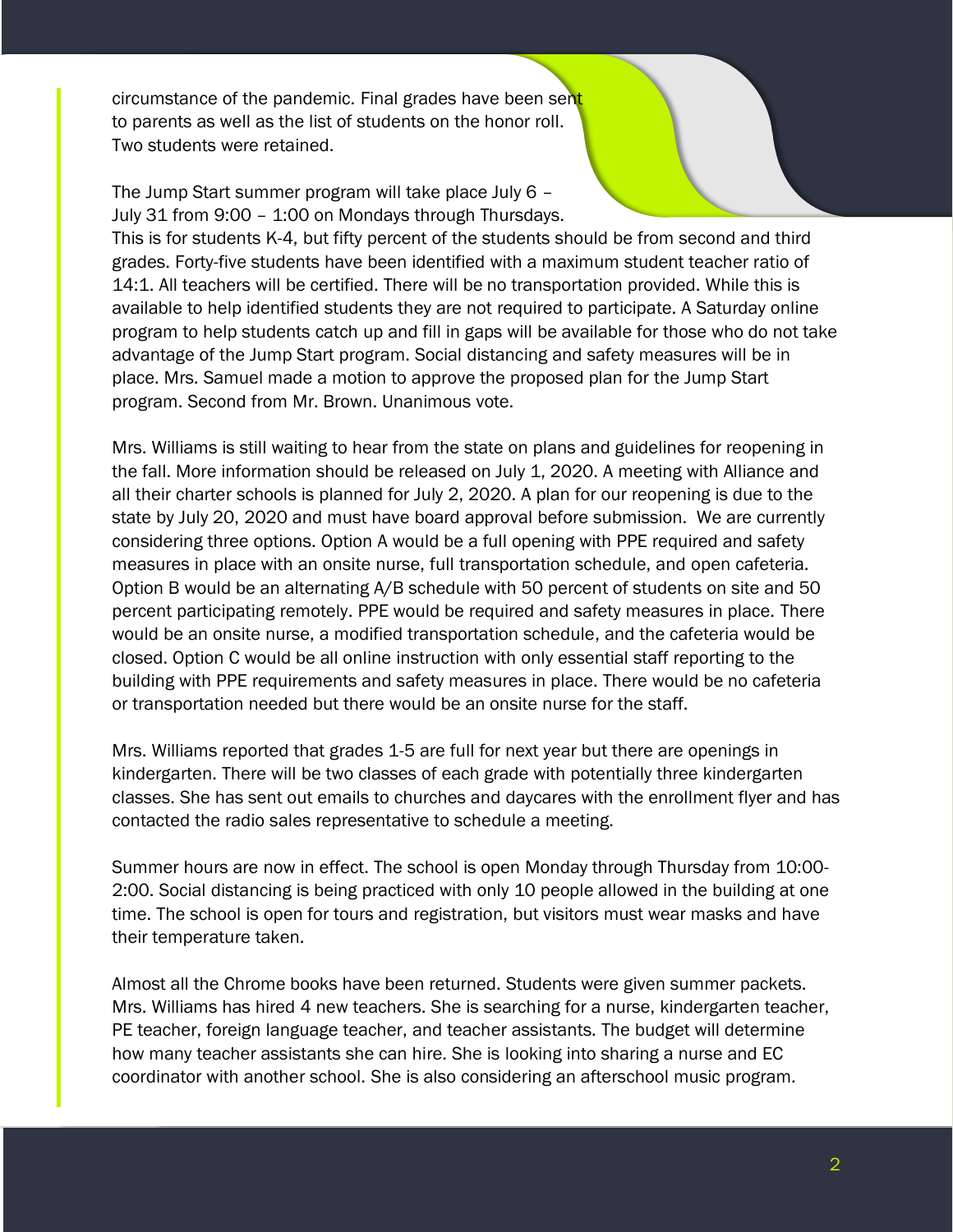circumstance of the pandemic. Final grades have been sent to parents as well as the list of students on the honor roll. Two students were retained.

The Jump Start summer program will take place July 6 – July 31 from 9:00 – 1:00 on Mondays through Thursdays. This is for students K-4, but fifty percent of the students should be from second and third grades. Forty-five students have been identified with a maximum student teacher ratio of 14:1. All teachers will be certified. There will be no transportation provided. While this is available to help identified students they are not required to participate. A Saturday online program to help students catch up and fill in gaps will be available for those who do not take advantage of the Jump Start program. Social distancing and safety measures will be in place. Mrs. Samuel made a motion to approve the proposed plan for the Jump Start program. Second from Mr. Brown. Unanimous vote.

Mrs. Williams is still waiting to hear from the state on plans and guidelines for reopening in the fall. More information should be released on July 1, 2020. A meeting with Alliance and all their charter schools is planned for July 2, 2020. A plan for our reopening is due to the state by July 20, 2020 and must have board approval before submission.  We are currently considering three options. Option A would be a full opening with PPE required and safety measures in place with an onsite nurse, full transportation schedule, and open cafeteria. Option B would be an alternating A/B schedule with 50 percent of students on site and 50 percent participating remotely. PPE would be required and safety measures in place. There would be an onsite nurse, a modified transportation schedule, and the cafeteria would be closed. Option C would be all online instruction with only essential staff reporting to the building with PPE requirements and safety measures in place. There would be no cafeteria or transportation needed but there would be an onsite nurse for the staff.

Mrs. Williams reported that grades 1-5 are full for next year but there are openings in kindergarten. There will be two classes of each grade with potentially three kindergarten classes. She has sent out emails to churches and daycares with the enrollment flyer and has contacted the radio sales representative to schedule a meeting.

Summer hours are now in effect. The school is open Monday through Thursday from 10:00-2:00. Social distancing is being practiced with only 10 people allowed in the building at one time. The school is open for tours and registration, but visitors must wear masks and have their temperature taken.

Almost all the Chrome books have been returned. Students were given summer packets. Mrs. Williams has hired 4 new teachers. She is searching for a nurse, kindergarten teacher, PE teacher, foreign language teacher, and teacher assistants. The budget will determine how many teacher assistants she can hire. She is looking into sharing a nurse and EC coordinator with another school. She is also considering an afterschool music program.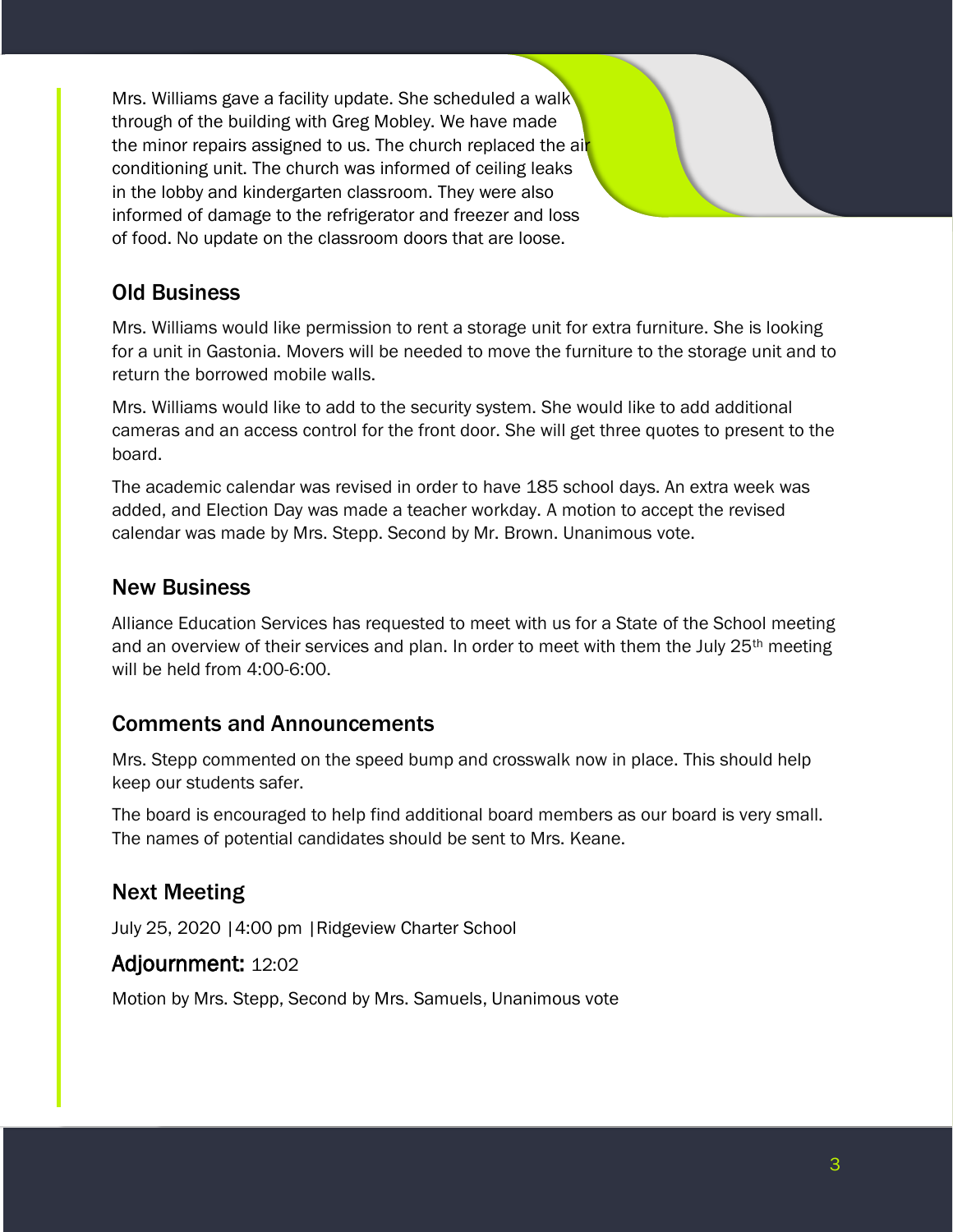Mrs. Williams gave a facility update. She scheduled a walk through of the building with Greg Mobley. We have made the minor repairs assigned to us. The church replaced the air conditioning unit. The church was informed of ceiling leaks in the lobby and kindergarten classroom. They were also informed of damage to the refrigerator and freezer and loss of food. No update on the classroom doors that are loose.

## Old Business

Mrs. Williams would like permission to rent a storage unit for extra furniture. She is looking for a unit in Gastonia. Movers will be needed to move the furniture to the storage unit and to return the borrowed mobile walls.

Mrs. Williams would like to add to the security system. She would like to add additional cameras and an access control for the front door. She will get three quotes to present to the board.

The academic calendar was revised in order to have 185 school days. An extra week was added, and Election Day was made a teacher workday. A motion to accept the revised calendar was made by Mrs. Stepp. Second by Mr. Brown. Unanimous vote.

## New Business

Alliance Education Services has requested to meet with us for a State of the School meeting and an overview of their services and plan. In order to meet with them the July 25th meeting will be held from 4:00-6:00.

## Comments and Announcements

Mrs. Stepp commented on the speed bump and crosswalk now in place. This should help keep our students safer.

The board is encouraged to help find additional board members as our board is very small. The names of potential candidates should be sent to Mrs. Keane.

## Next Meeting

July 25, 2020 |4:00 pm |Ridgeview Charter School

## Adjournment: 12:02

Motion by Mrs. Stepp, Second by Mrs. Samuels, Unanimous vote